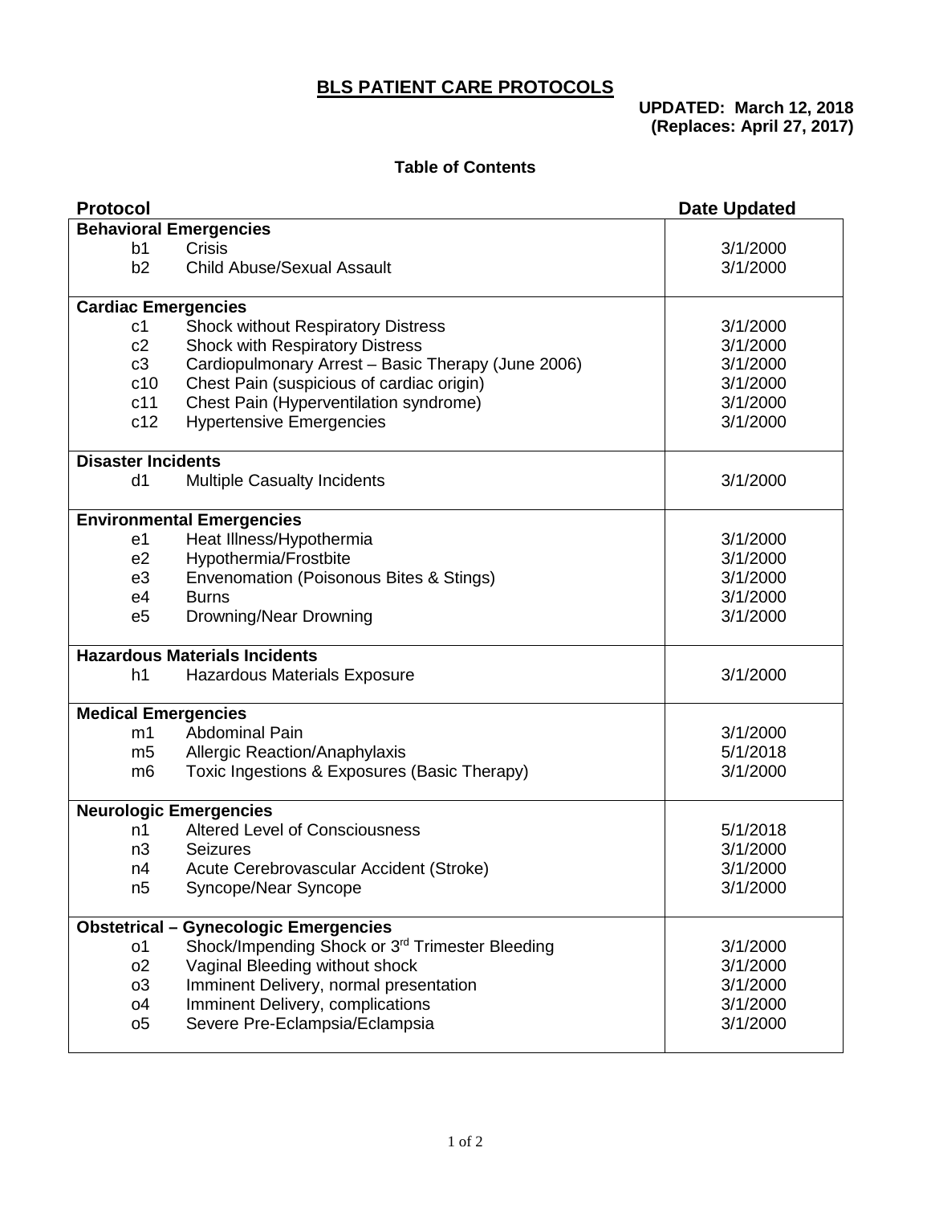# BLS PATIENT CARE PROTOCOLS

**UPDATED: March 12, 2018**
**(Replaces: April 27, 2017)**

**Table of Contents**

| Protocol | | Date Updated |
|---|---|---|
| **Behavioral Emergencies** | | |
| b1 | Crisis | 3/1/2000 |
| b2 | Child Abuse/Sexual Assault | 3/1/2000 |
| **Cardiac Emergencies** | | |
| c1 | Shock without Respiratory Distress | 3/1/2000 |
| c2 | Shock with Respiratory Distress | 3/1/2000 |
| c3 | Cardiopulmonary Arrest – Basic Therapy (June 2006) | 3/1/2000 |
| c10 | Chest Pain (suspicious of cardiac origin) | 3/1/2000 |
| c11 | Chest Pain (Hyperventilation syndrome) | 3/1/2000 |
| c12 | Hypertensive Emergencies | 3/1/2000 |
| **Disaster Incidents** | | |
| d1 | Multiple Casualty Incidents | 3/1/2000 |
| **Environmental Emergencies** | | |
| e1 | Heat Illness/Hypothermia | 3/1/2000 |
| e2 | Hypothermia/Frostbite | 3/1/2000 |
| e3 | Envenomation (Poisonous Bites & Stings) | 3/1/2000 |
| e4 | Burns | 3/1/2000 |
| e5 | Drowning/Near Drowning | 3/1/2000 |
| **Hazardous Materials Incidents** | | |
| h1 | Hazardous Materials Exposure | 3/1/2000 |
| **Medical Emergencies** | | |
| m1 | Abdominal Pain | 3/1/2000 |
| m5 | Allergic Reaction/Anaphylaxis | 5/1/2018 |
| m6 | Toxic Ingestions & Exposures (Basic Therapy) | 3/1/2000 |
| **Neurologic Emergencies** | | |
| n1 | Altered Level of Consciousness | 5/1/2018 |
| n3 | Seizures | 3/1/2000 |
| n4 | Acute Cerebrovascular Accident (Stroke) | 3/1/2000 |
| n5 | Syncope/Near Syncope | 3/1/2000 |
| **Obstetrical – Gynecologic Emergencies** | | |
| o1 | Shock/Impending Shock or 3rd Trimester Bleeding | 3/1/2000 |
| o2 | Vaginal Bleeding without shock | 3/1/2000 |
| o3 | Imminent Delivery, normal presentation | 3/1/2000 |
| o4 | Imminent Delivery, complications | 3/1/2000 |
| o5 | Severe Pre-Eclampsia/Eclampsia | 3/1/2000 |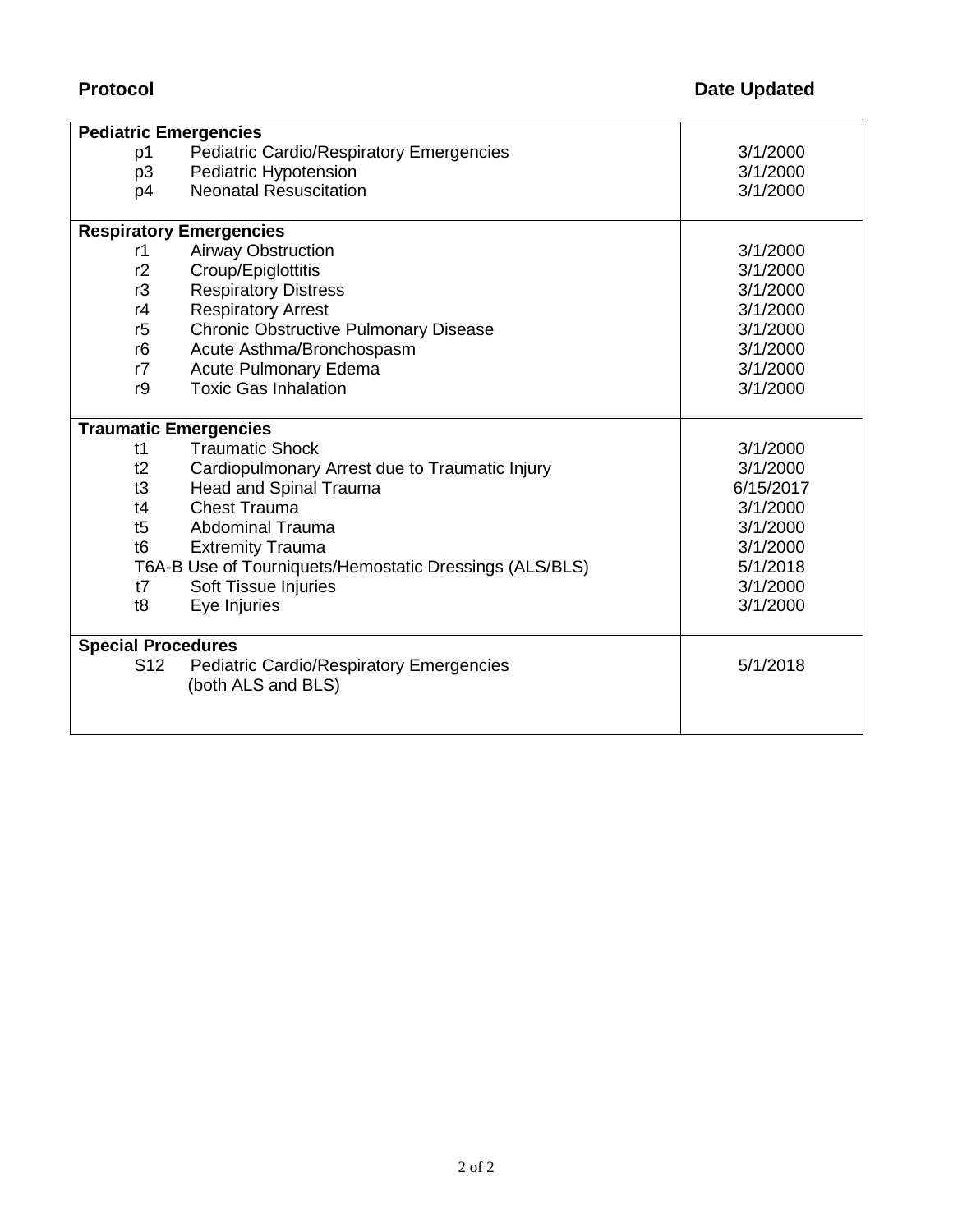| Protocol | Date Updated |
|---|---|
| **Pediatric Emergencies** | |
| p1 Pediatric Cardio/Respiratory Emergencies | 3/1/2000 |
| p3 Pediatric Hypotension | 3/1/2000 |
| p4 Neonatal Resuscitation | 3/1/2000 |
| **Respiratory Emergencies** | |
| r1 Airway Obstruction | 3/1/2000 |
| r2 Croup/Epiglottitis | 3/1/2000 |
| r3 Respiratory Distress | 3/1/2000 |
| r4 Respiratory Arrest | 3/1/2000 |
| r5 Chronic Obstructive Pulmonary Disease | 3/1/2000 |
| r6 Acute Asthma/Bronchospasm | 3/1/2000 |
| r7 Acute Pulmonary Edema | 3/1/2000 |
| r9 Toxic Gas Inhalation | 3/1/2000 |
| **Traumatic Emergencies** | |
| t1 Traumatic Shock | 3/1/2000 |
| t2 Cardiopulmonary Arrest due to Traumatic Injury | 3/1/2000 |
| t3 Head and Spinal Trauma | 6/15/2017 |
| t4 Chest Trauma | 3/1/2000 |
| t5 Abdominal Trauma | 3/1/2000 |
| t6 Extremity Trauma | 3/1/2000 |
| T6A-B Use of Tourniquets/Hemostatic Dressings (ALS/BLS) | 5/1/2018 |
| t7 Soft Tissue Injuries | 3/1/2000 |
| t8 Eye Injuries | 3/1/2000 |
| **Special Procedures** | |
| S12 Pediatric Cardio/Respiratory Emergencies (both ALS and BLS) | 5/1/2018 |